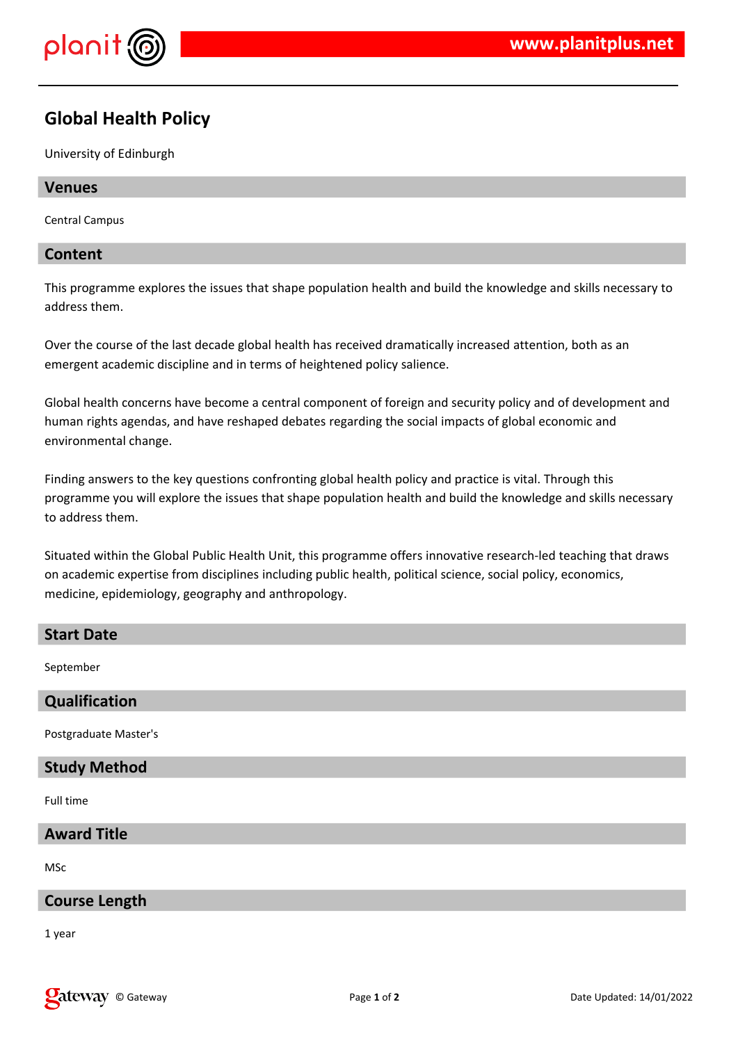# Global Health Policy

University of Edinburgh

## Venues

Central Campus

## Content

This programme explores the issues that shape population health and build the knowledge and skills necessary to address them.

Over the course of the last decade global health has received dramatically increased attention, both as an emergent academic discipline and in terms of heightened policy salience.

Global health concerns have become a central component of foreign and security policy and of development and human rights agendas, and have reshaped debates regarding the social impacts of global economic and environmental change.

Finding answers to the key questions confronting global health policy and practice is vital. Through this programme you will explore the issues that shape population health and build the knowledge and skills necessary to address them.

Situated within the Global Public Health Unit, this programme offers innovative research-led teaching that draws on academic expertise from disciplines including public health, political science, social policy, economics, medicine, epidemiology, geography and anthropology.

## Start Date

September

## Qualification

Postgraduate Master's

## Study Method

Full time

## Award Title

MSc

## Course Length

1 year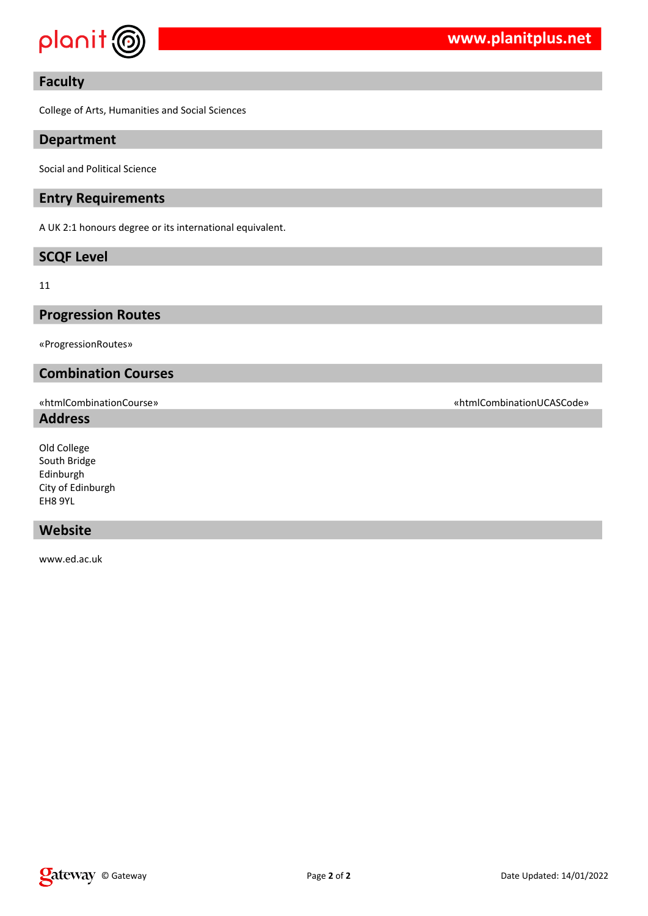## Faculty

College of Arts, Humanities and Social Sciences

## Department

Social and Political Science

## Entry Requirements

A UK 2:1 honours degree or its international equivalent.

## SCQF Level

11

## Progression Routes

«ProgressionRoutes»

## Combination Courses

| | |
|---|---|
| «htmlCombinationCourse» | «htmlCombinationUCASCode» |

## Address

Old College
South Bridge
Edinburgh
City of Edinburgh
EH8 9YL

## Website

www.ed.ac.uk

Date Updated: 14/01/2022